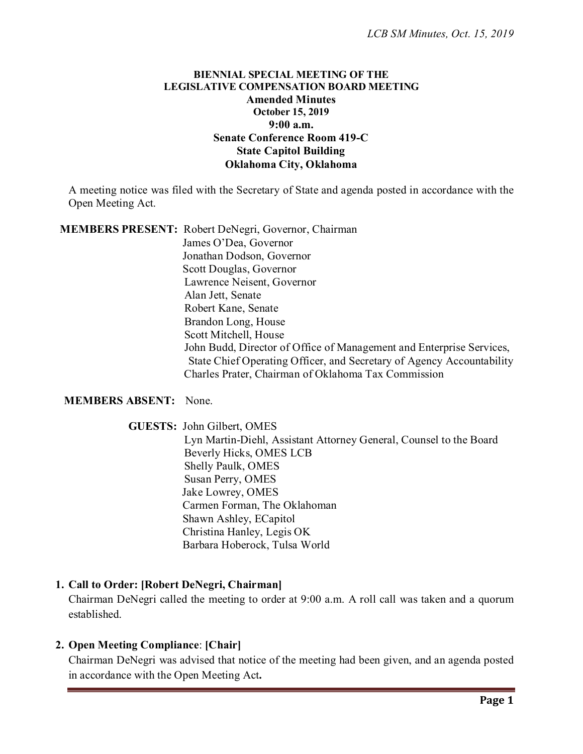**BIENNIAL SPECIAL MEETING OF THE**
**LEGISLATIVE COMPENSATION BOARD MEETING**
**Amended Minutes**
**October 15, 2019**
**9:00 a.m.**
**Senate Conference Room 419-C**
**State Capitol Building**
**Oklahoma City, Oklahoma**

A meeting notice was filed with the Secretary of State and agenda posted in accordance with the Open Meeting Act.

**MEMBERS PRESENT:** Robert DeNegri, Governor, Chairman
James O'Dea, Governor
Jonathan Dodson, Governor
Scott Douglas, Governor
Lawrence Neisent, Governor
Alan Jett, Senate
Robert Kane, Senate
Brandon Long, House
Scott Mitchell, House
John Budd, Director of Office of Management and Enterprise Services, State Chief Operating Officer, and Secretary of Agency Accountability
Charles Prater, Chairman of Oklahoma Tax Commission

**MEMBERS ABSENT:** None.

**GUESTS:** John Gilbert, OMES
Lyn Martin-Diehl, Assistant Attorney General, Counsel to the Board
Beverly Hicks, OMES LCB
Shelly Paulk, OMES
Susan Perry, OMES
Jake Lowrey, OMES
Carmen Forman, The Oklahoman
Shawn Ashley, ECapitol
Christina Hanley, Legis OK
Barbara Hoberock, Tulsa World

1. **Call to Order: [Robert DeNegri, Chairman]**
   Chairman DeNegri called the meeting to order at 9:00 a.m. A roll call was taken and a quorum established.

2. **Open Meeting Compliance**: **[Chair]**
   Chairman DeNegri was advised that notice of the meeting had been given, and an agenda posted in accordance with the Open Meeting Act**.**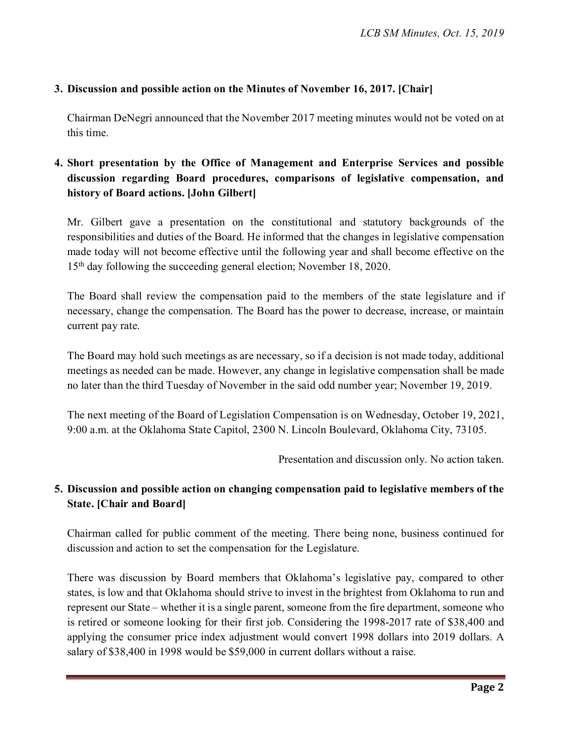**3. Discussion and possible action on the Minutes of November 16, 2017. [Chair]**

Chairman DeNegri announced that the November 2017 meeting minutes would not be voted on at this time.

**4. Short presentation by the Office of Management and Enterprise Services and possible discussion regarding Board procedures, comparisons of legislative compensation, and history of Board actions. [John Gilbert]**

Mr. Gilbert gave a presentation on the constitutional and statutory backgrounds of the responsibilities and duties of the Board. He informed that the changes in legislative compensation made today will not become effective until the following year and shall become effective on the 15th day following the succeeding general election; November 18, 2020.

The Board shall review the compensation paid to the members of the state legislature and if necessary, change the compensation. The Board has the power to decrease, increase, or maintain current pay rate.

The Board may hold such meetings as are necessary, so if a decision is not made today, additional meetings as needed can be made. However, any change in legislative compensation shall be made no later than the third Tuesday of November in the said odd number year; November 19, 2019.

The next meeting of the Board of Legislation Compensation is on Wednesday, October 19, 2021, 9:00 a.m. at the Oklahoma State Capitol, 2300 N. Lincoln Boulevard, Oklahoma City, 73105.

Presentation and discussion only. No action taken.

**5. Discussion and possible action on changing compensation paid to legislative members of the State. [Chair and Board]**

Chairman called for public comment of the meeting. There being none, business continued for discussion and action to set the compensation for the Legislature.

There was discussion by Board members that Oklahoma's legislative pay, compared to other states, is low and that Oklahoma should strive to invest in the brightest from Oklahoma to run and represent our State – whether it is a single parent, someone from the fire department, someone who is retired or someone looking for their first job. Considering the 1998-2017 rate of $38,400 and applying the consumer price index adjustment would convert 1998 dollars into 2019 dollars. A salary of $38,400 in 1998 would be $59,000 in current dollars without a raise.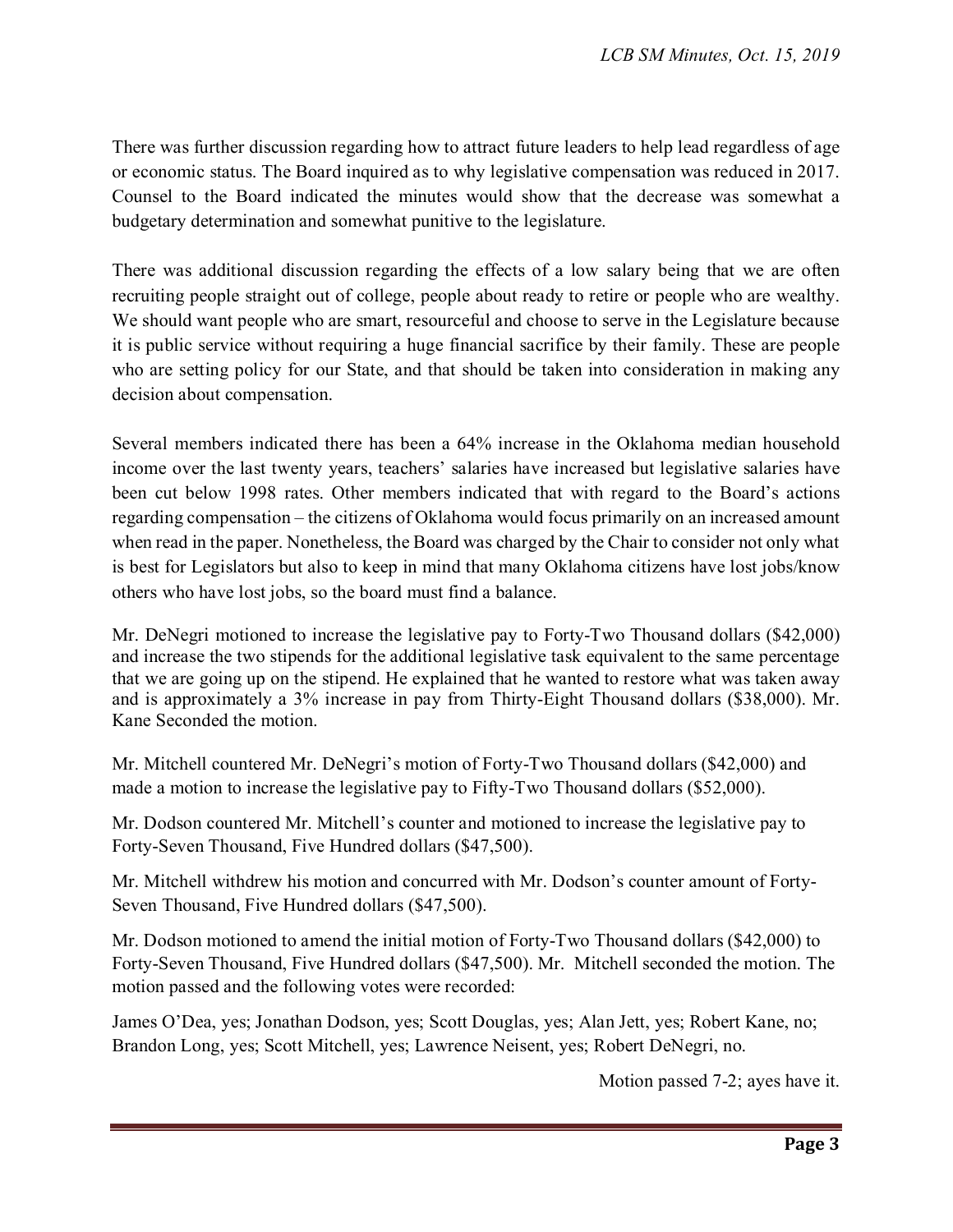There was further discussion regarding how to attract future leaders to help lead regardless of age or economic status. The Board inquired as to why legislative compensation was reduced in 2017. Counsel to the Board indicated the minutes would show that the decrease was somewhat a budgetary determination and somewhat punitive to the legislature.

There was additional discussion regarding the effects of a low salary being that we are often recruiting people straight out of college, people about ready to retire or people who are wealthy. We should want people who are smart, resourceful and choose to serve in the Legislature because it is public service without requiring a huge financial sacrifice by their family. These are people who are setting policy for our State, and that should be taken into consideration in making any decision about compensation.

Several members indicated there has been a 64% increase in the Oklahoma median household income over the last twenty years, teachers' salaries have increased but legislative salaries have been cut below 1998 rates. Other members indicated that with regard to the Board's actions regarding compensation – the citizens of Oklahoma would focus primarily on an increased amount when read in the paper. Nonetheless, the Board was charged by the Chair to consider not only what is best for Legislators but also to keep in mind that many Oklahoma citizens have lost jobs/know others who have lost jobs, so the board must find a balance.

Mr. DeNegri motioned to increase the legislative pay to Forty-Two Thousand dollars ($42,000) and increase the two stipends for the additional legislative task equivalent to the same percentage that we are going up on the stipend. He explained that he wanted to restore what was taken away and is approximately a 3% increase in pay from Thirty-Eight Thousand dollars ($38,000). Mr. Kane Seconded the motion.

Mr. Mitchell countered Mr. DeNegri's motion of Forty-Two Thousand dollars ($42,000) and made a motion to increase the legislative pay to Fifty-Two Thousand dollars ($52,000).

Mr. Dodson countered Mr. Mitchell's counter and motioned to increase the legislative pay to Forty-Seven Thousand, Five Hundred dollars ($47,500).

Mr. Mitchell withdrew his motion and concurred with Mr. Dodson's counter amount of Forty-Seven Thousand, Five Hundred dollars ($47,500).

Mr. Dodson motioned to amend the initial motion of Forty-Two Thousand dollars ($42,000) to Forty-Seven Thousand, Five Hundred dollars ($47,500). Mr. Mitchell seconded the motion. The motion passed and the following votes were recorded:

James O'Dea, yes; Jonathan Dodson, yes; Scott Douglas, yes; Alan Jett, yes; Robert Kane, no; Brandon Long, yes; Scott Mitchell, yes; Lawrence Neisent, yes; Robert DeNegri, no.

Motion passed 7-2; ayes have it.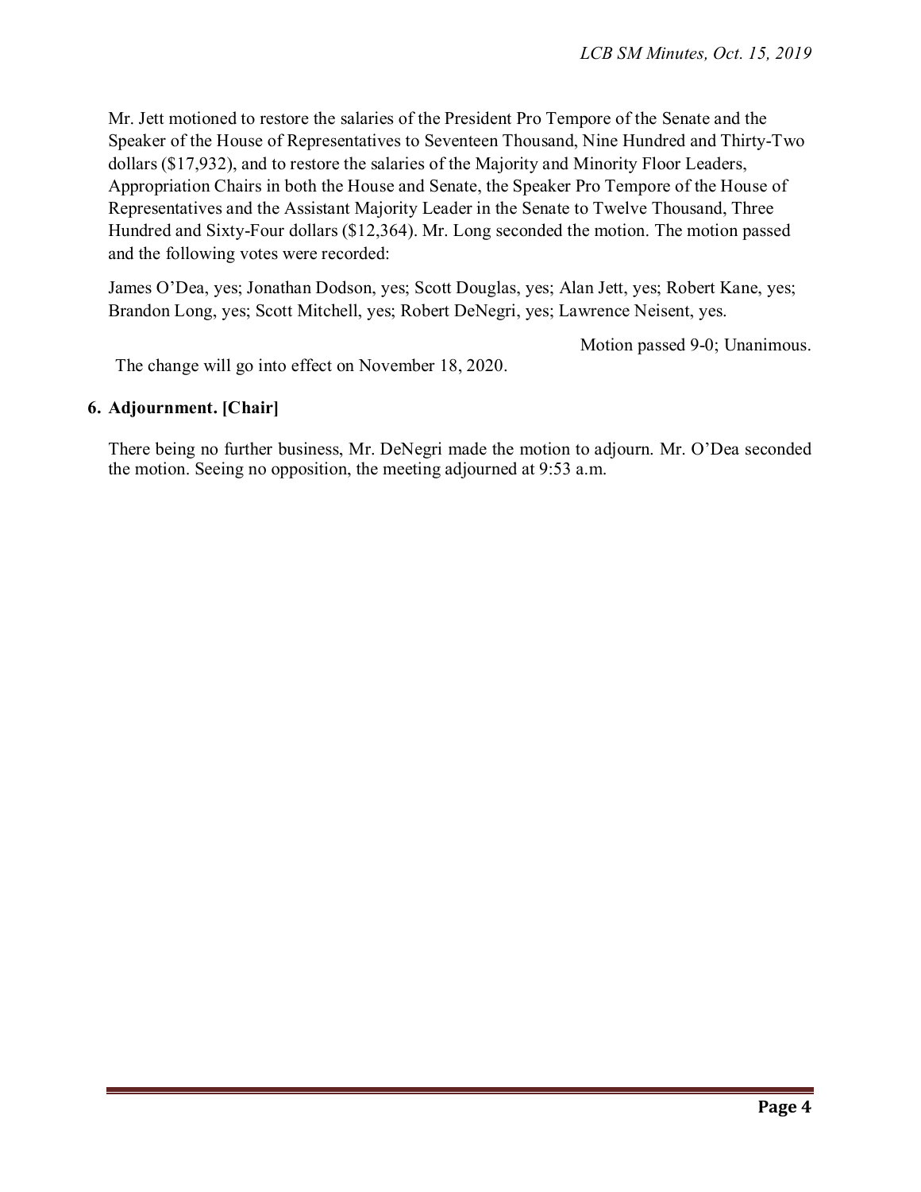Mr. Jett motioned to restore the salaries of the President Pro Tempore of the Senate and the Speaker of the House of Representatives to Seventeen Thousand, Nine Hundred and Thirty-Two dollars ($17,932), and to restore the salaries of the Majority and Minority Floor Leaders, Appropriation Chairs in both the House and Senate, the Speaker Pro Tempore of the House of Representatives and the Assistant Majority Leader in the Senate to Twelve Thousand, Three Hundred and Sixty-Four dollars ($12,364). Mr. Long seconded the motion. The motion passed and the following votes were recorded:

James O'Dea, yes; Jonathan Dodson, yes; Scott Douglas, yes; Alan Jett, yes; Robert Kane, yes; Brandon Long, yes; Scott Mitchell, yes; Robert DeNegri, yes; Lawrence Neisent, yes.

Motion passed 9-0; Unanimous.

The change will go into effect on November 18, 2020.

**6. Adjournment. [Chair]**

There being no further business, Mr. DeNegri made the motion to adjourn. Mr. O'Dea seconded the motion. Seeing no opposition, the meeting adjourned at 9:53 a.m.